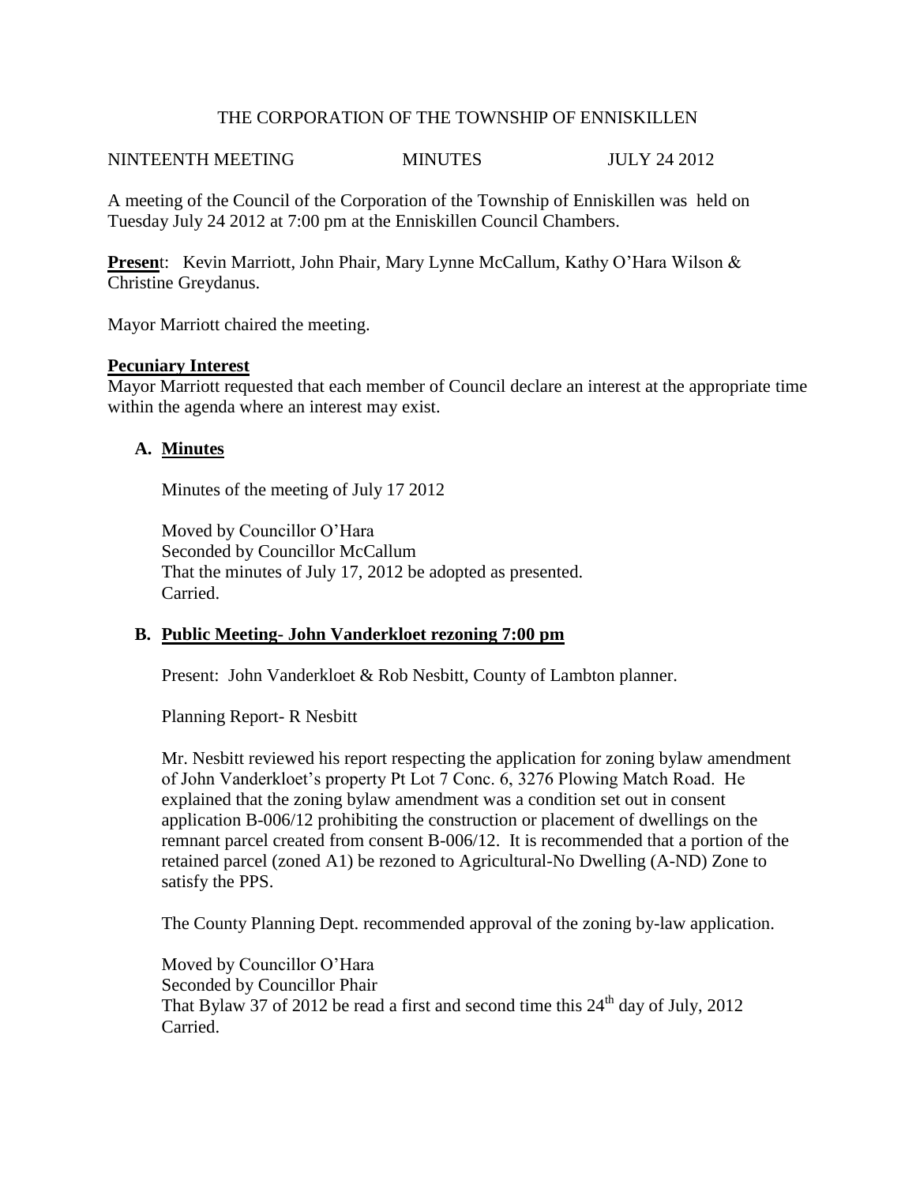THE CORPORATION OF THE TOWNSHIP OF ENNISKILLEN

NINTEENTH MEETING MINUTES JULY 24 2012

A meeting of the Council of the Corporation of the Township of Enniskillen was held on Tuesday July 24 2012 at 7:00 pm at the Enniskillen Council Chambers.

**Present**: Kevin Marriott, John Phair, Mary Lynne McCallum, Kathy O'Hara Wilson & Christine Greydanus.

Mayor Marriott chaired the meeting.

**Pecuniary Interest**

Mayor Marriott requested that each member of Council declare an interest at the appropriate time within the agenda where an interest may exist.

**A. Minutes**

Minutes of the meeting of July 17 2012

Moved by Councillor O'Hara
Seconded by Councillor McCallum
That the minutes of July 17, 2012 be adopted as presented.
Carried.

**B. Public Meeting- John Vanderkloet rezoning 7:00 pm**

Present: John Vanderkloet & Rob Nesbitt, County of Lambton planner.

Planning Report- R Nesbitt

Mr. Nesbitt reviewed his report respecting the application for zoning bylaw amendment of John Vanderkloet's property Pt Lot 7 Conc. 6, 3276 Plowing Match Road. He explained that the zoning bylaw amendment was a condition set out in consent application B-006/12 prohibiting the construction or placement of dwellings on the remnant parcel created from consent B-006/12. It is recommended that a portion of the retained parcel (zoned A1) be rezoned to Agricultural-No Dwelling (A-ND) Zone to satisfy the PPS.

The County Planning Dept. recommended approval of the zoning by-law application.

Moved by Councillor O'Hara
Seconded by Councillor Phair
That Bylaw 37 of 2012 be read a first and second time this 24th day of July, 2012
Carried.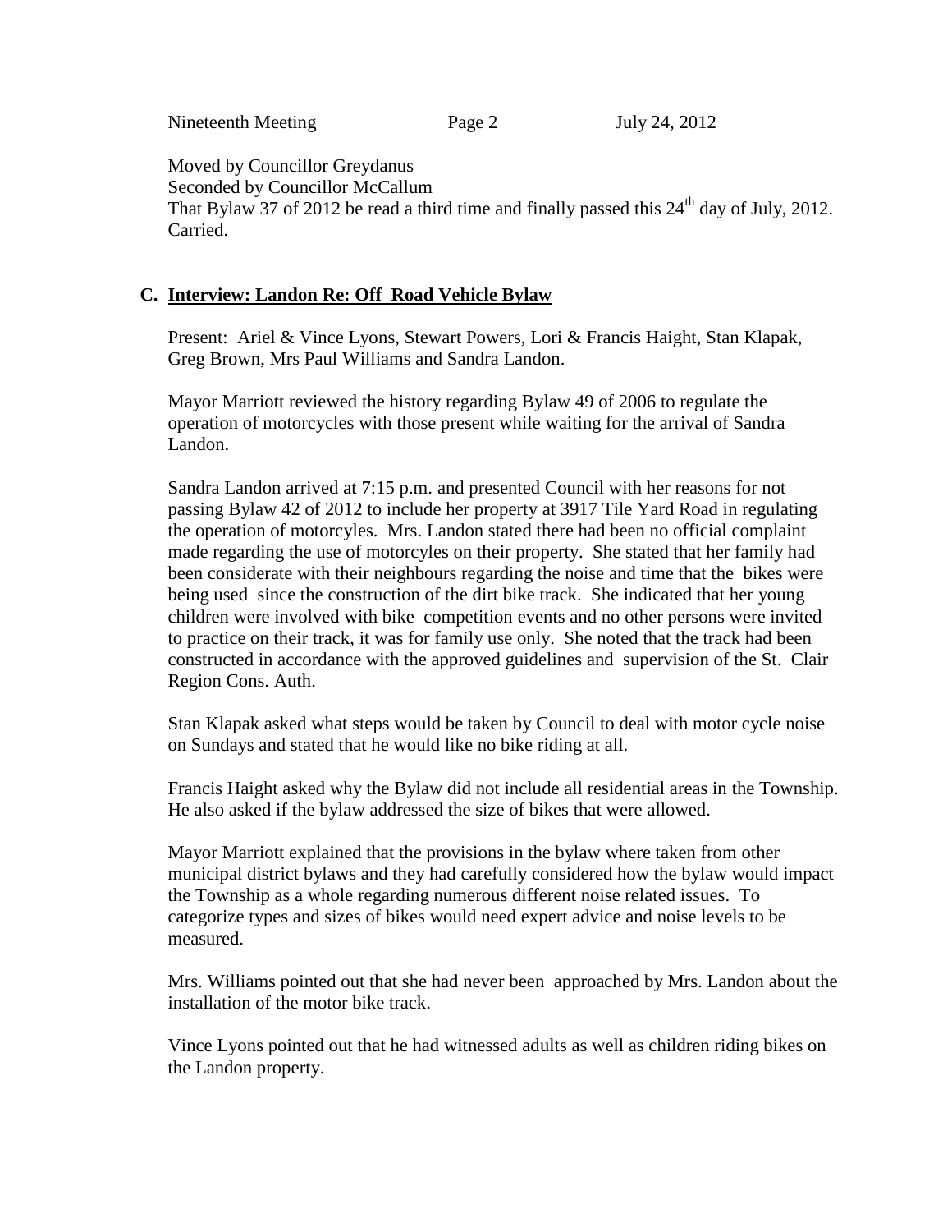Moved by Councillor Greydanus  
Seconded by Councillor McCallum  
That Bylaw 37 of 2012 be read a third time and finally passed this 24th day of July, 2012. Carried.

**C. Interview: Landon Re: Off Road Vehicle Bylaw**

Present: Ariel & Vince Lyons, Stewart Powers, Lori & Francis Haight, Stan Klapak, Greg Brown, Mrs Paul Williams and Sandra Landon.

Mayor Marriott reviewed the history regarding Bylaw 49 of 2006 to regulate the operation of motorcycles with those present while waiting for the arrival of Sandra Landon.

Sandra Landon arrived at 7:15 p.m. and presented Council with her reasons for not passing Bylaw 42 of 2012 to include her property at 3917 Tile Yard Road in regulating the operation of motorcyles. Mrs. Landon stated there had been no official complaint made regarding the use of motorcyles on their property. She stated that her family had been considerate with their neighbours regarding the noise and time that the bikes were being used since the construction of the dirt bike track. She indicated that her young children were involved with bike competition events and no other persons were invited to practice on their track, it was for family use only. She noted that the track had been constructed in accordance with the approved guidelines and supervision of the St. Clair Region Cons. Auth.

Stan Klapak asked what steps would be taken by Council to deal with motor cycle noise on Sundays and stated that he would like no bike riding at all.

Francis Haight asked why the Bylaw did not include all residential areas in the Township. He also asked if the bylaw addressed the size of bikes that were allowed.

Mayor Marriott explained that the provisions in the bylaw where taken from other municipal district bylaws and they had carefully considered how the bylaw would impact the Township as a whole regarding numerous different noise related issues. To categorize types and sizes of bikes would need expert advice and noise levels to be measured.

Mrs. Williams pointed out that she had never been approached by Mrs. Landon about the installation of the motor bike track.

Vince Lyons pointed out that he had witnessed adults as well as children riding bikes on the Landon property.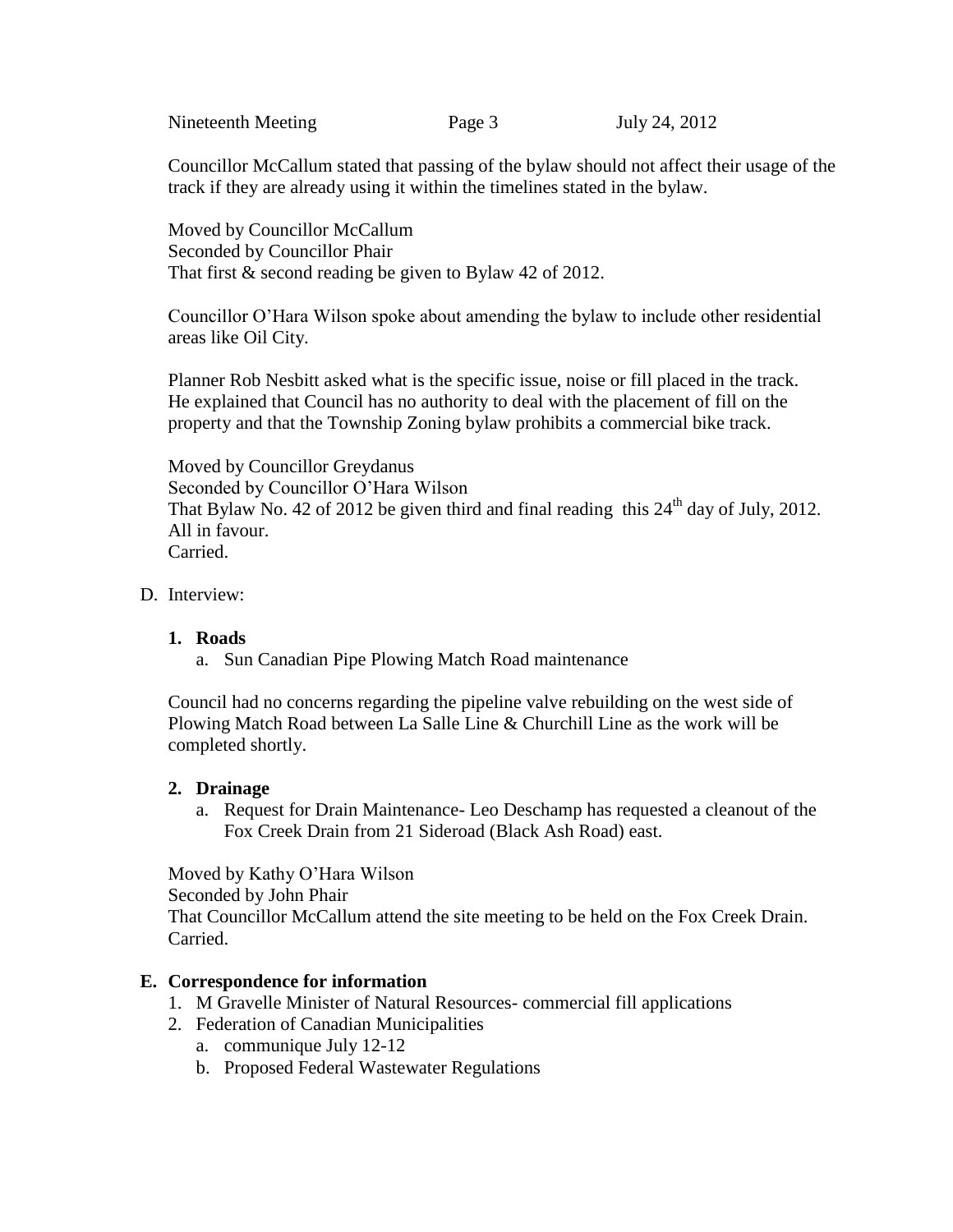Councillor McCallum stated that passing of the bylaw should not affect their usage of the track if they are already using it within the timelines stated in the bylaw.

Moved by Councillor McCallum
Seconded by Councillor Phair
That first & second reading be given to Bylaw 42 of 2012.

Councillor O'Hara Wilson spoke about amending the bylaw to include other residential areas like Oil City.

Planner Rob Nesbitt asked what is the specific issue, noise or fill placed in the track. He explained that Council has no authority to deal with the placement of fill on the property and that the Township Zoning bylaw prohibits a commercial bike track.

Moved by Councillor Greydanus
Seconded by Councillor O'Hara Wilson
That Bylaw No. 42 of 2012 be given third and final reading this 24th day of July, 2012.
All in favour.
Carried.

D. Interview:

**1. Roads**

a. Sun Canadian Pipe Plowing Match Road maintenance

Council had no concerns regarding the pipeline valve rebuilding on the west side of Plowing Match Road between La Salle Line & Churchill Line as the work will be completed shortly.

**2. Drainage**

a. Request for Drain Maintenance- Leo Deschamp has requested a cleanout of the Fox Creek Drain from 21 Sideroad (Black Ash Road) east.

Moved by Kathy O'Hara Wilson
Seconded by John Phair
That Councillor McCallum attend the site meeting to be held on the Fox Creek Drain.
Carried.

**E. Correspondence for information**

1. M Gravelle Minister of Natural Resources- commercial fill applications
2. Federation of Canadian Municipalities
   a. communique July 12-12
   b. Proposed Federal Wastewater Regulations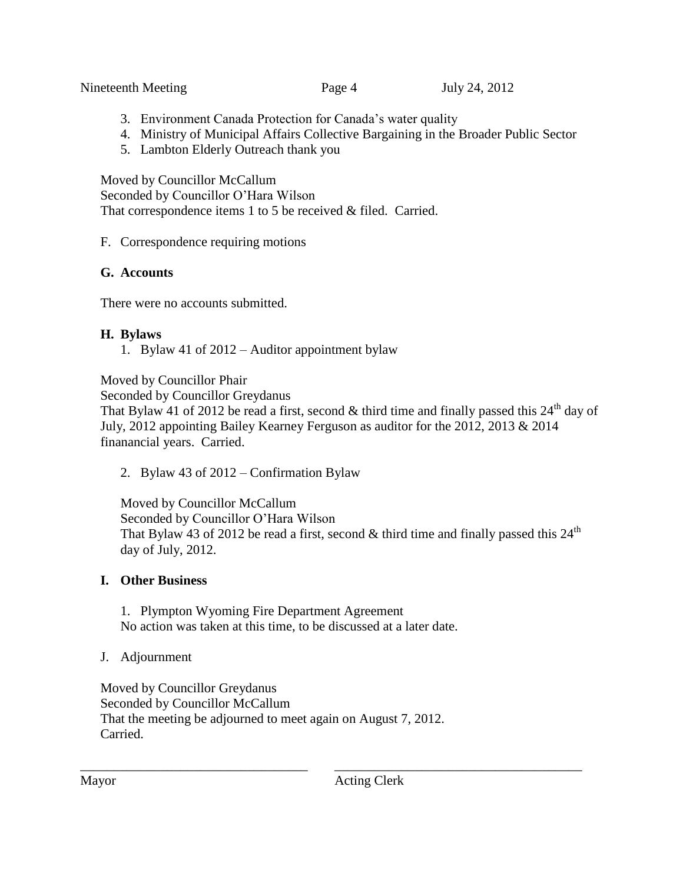3. Environment Canada Protection for Canada's water quality
4. Ministry of Municipal Affairs Collective Bargaining in the Broader Public Sector
5. Lambton Elderly Outreach thank you

Moved by Councillor McCallum
Seconded by Councillor O'Hara Wilson
That correspondence items 1 to 5 be received & filed. Carried.

F. Correspondence requiring motions

**G. Accounts**

There were no accounts submitted.

**H. Bylaws**

1. Bylaw 41 of 2012 – Auditor appointment bylaw

Moved by Councillor Phair
Seconded by Councillor Greydanus
That Bylaw 41 of 2012 be read a first, second & third time and finally passed this 24th day of July, 2012 appointing Bailey Kearney Ferguson as auditor for the 2012, 2013 & 2014 finanancial years. Carried.

2. Bylaw 43 of 2012 – Confirmation Bylaw

   Moved by Councillor McCallum
   Seconded by Councillor O'Hara Wilson
   That Bylaw 43 of 2012 be read a first, second & third time and finally passed this 24th day of July, 2012.

**I. Other Business**

1. Plympton Wyoming Fire Department Agreement
   No action was taken at this time, to be discussed at a later date.

J. Adjournment

Moved by Councillor Greydanus
Seconded by Councillor McCallum
That the meeting be adjourned to meet again on August 7, 2012.
Carried.

\_\_\_\_\_\_\_\_\_\_\_\_\_\_\_\_\_\_\_\_\_\_\_\_\_\_\_\_\_\_\_\_\_\_ \_\_\_\_\_\_\_\_\_\_\_\_\_\_\_\_\_\_\_\_\_\_\_\_\_\_\_\_\_\_\_\_\_\_\_\_\_\_

Mayor Acting Clerk